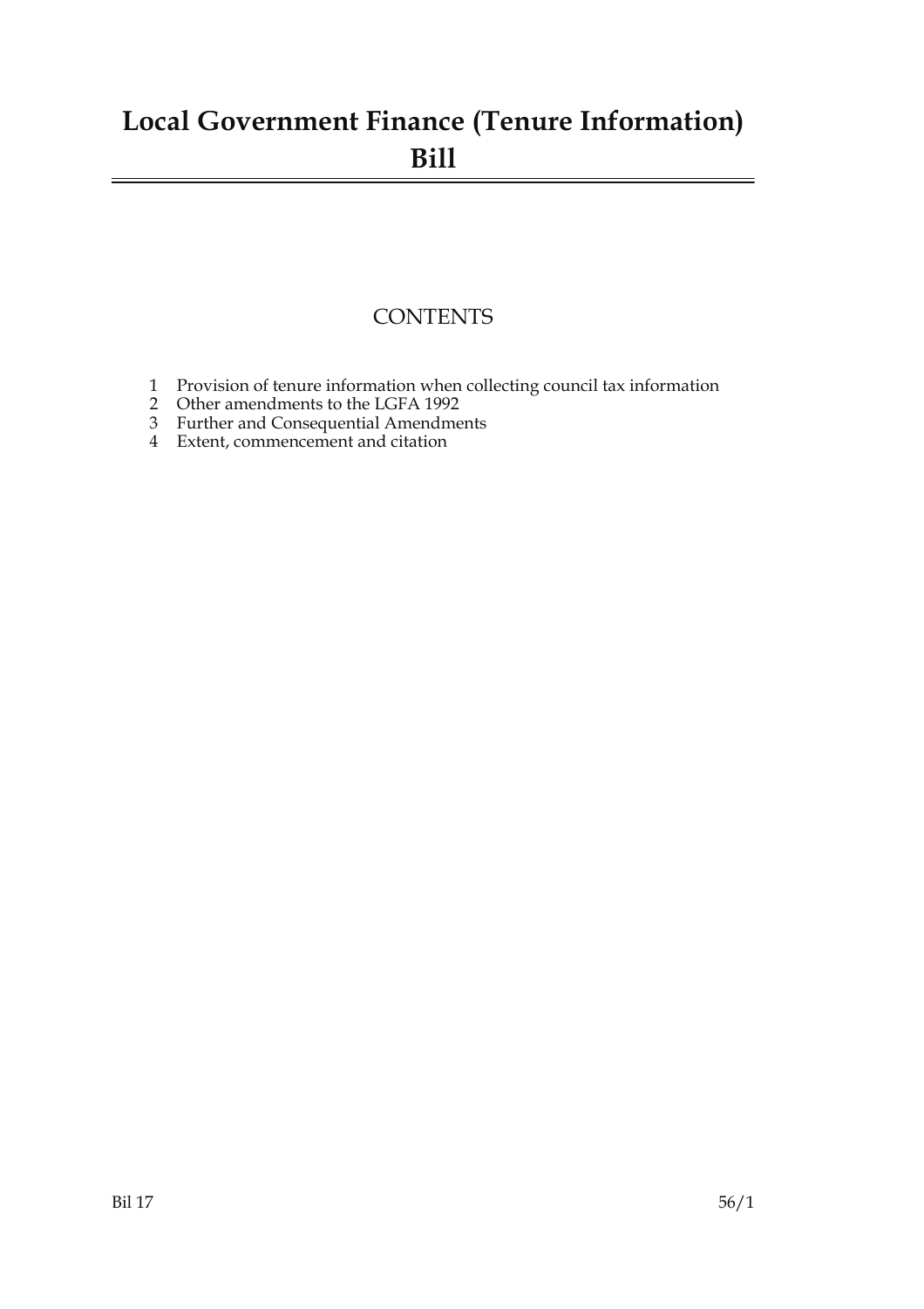# Local Government Finance (Tenure Information) Bill

## CONTENTS

1 Provision of tenure information when collecting council tax information
2 Other amendments to the LGFA 1992
3 Further and Consequential Amendments
4 Extent, commencement and citation

Bil 17 56/1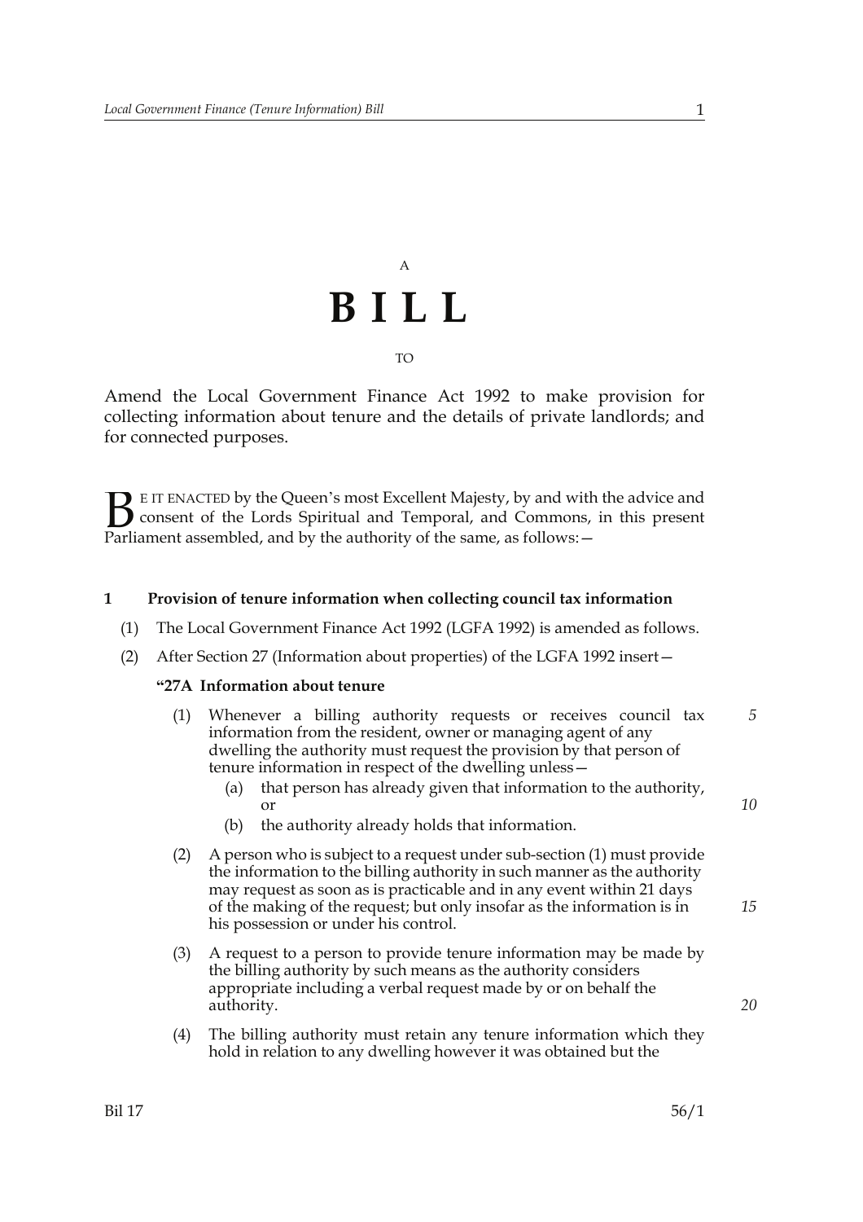A

# B I L L

TO

Amend the Local Government Finance Act 1992 to make provision for collecting information about tenure and the details of private landlords; and for connected purposes.

BE IT ENACTED by the Queen's most Excellent Majesty, by and with the advice and consent of the Lords Spiritual and Temporal, and Commons, in this present Parliament assembled, and by the authority of the same, as follows:—

## 1 Provision of tenure information when collecting council tax information

(1) The Local Government Finance Act 1992 (LGFA 1992) is amended as follows.

(2) After Section 27 (Information about properties) of the LGFA 1992 insert—

**"27A Information about tenure**

(1) Whenever a billing authority requests or receives council tax information from the resident, owner or managing agent of any dwelling the authority must request the provision by that person of tenure information in respect of the dwelling unless—

(a) that person has already given that information to the authority, or

(b) the authority already holds that information.

(2) A person who is subject to a request under sub-section (1) must provide the information to the billing authority in such manner as the authority may request as soon as is practicable and in any event within 21 days of the making of the request; but only insofar as the information is in his possession or under his control.

(3) A request to a person to provide tenure information may be made by the billing authority by such means as the authority considers appropriate including a verbal request made by or on behalf the authority.

(4) The billing authority must retain any tenure information which they hold in relation to any dwelling however it was obtained but the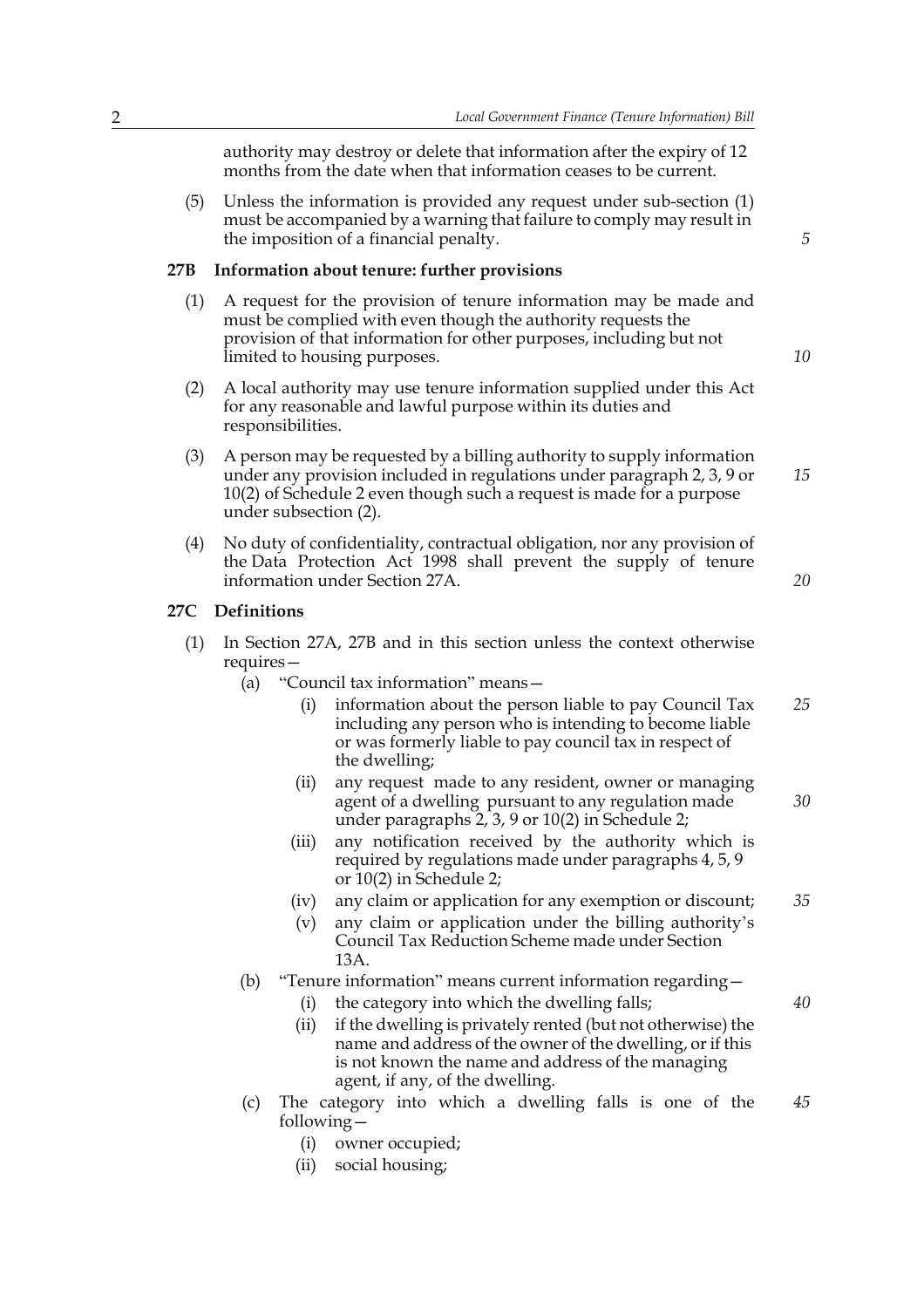authority may destroy or delete that information after the expiry of 12 months from the date when that information ceases to be current.

(5) Unless the information is provided any request under sub-section (1) must be accompanied by a warning that failure to comply may result in the imposition of a financial penalty.

### 27B Information about tenure: further provisions

(1) A request for the provision of tenure information may be made and must be complied with even though the authority requests the provision of that information for other purposes, including but not limited to housing purposes.

(2) A local authority may use tenure information supplied under this Act for any reasonable and lawful purpose within its duties and responsibilities.

(3) A person may be requested by a billing authority to supply information under any provision included in regulations under paragraph 2, 3, 9 or 10(2) of Schedule 2 even though such a request is made for a purpose under subsection (2).

(4) No duty of confidentiality, contractual obligation, nor any provision of the Data Protection Act 1998 shall prevent the supply of tenure information under Section 27A.

### 27C Definitions

(1) In Section 27A, 27B and in this section unless the context otherwise requires—

- (a) "Council tax information" means—
  - (i) information about the person liable to pay Council Tax including any person who is intending to become liable or was formerly liable to pay council tax in respect of the dwelling;
  - (ii) any request made to any resident, owner or managing agent of a dwelling pursuant to any regulation made under paragraphs 2, 3, 9 or 10(2) in Schedule 2;
  - (iii) any notification received by the authority which is required by regulations made under paragraphs 4, 5, 9 or 10(2) in Schedule 2;
  - (iv) any claim or application for any exemption or discount;
  - (v) any claim or application under the billing authority's Council Tax Reduction Scheme made under Section 13A.
- (b) "Tenure information" means current information regarding—
  - (i) the category into which the dwelling falls;
  - (ii) if the dwelling is privately rented (but not otherwise) the name and address of the owner of the dwelling, or if this is not known the name and address of the managing agent, if any, of the dwelling.
- (c) The category into which a dwelling falls is one of the following—
  - (i) owner occupied;
  - (ii) social housing;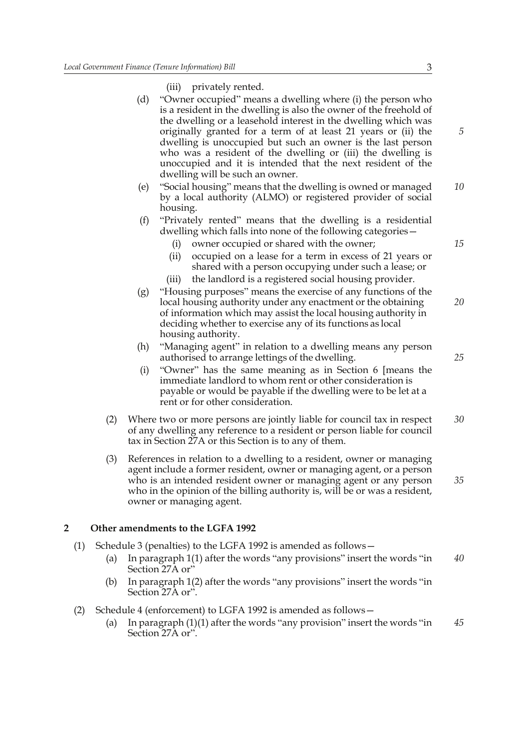(iii) privately rented.

(d) "Owner occupied" means a dwelling where (i) the person who is a resident in the dwelling is also the owner of the freehold of the dwelling or a leasehold interest in the dwelling which was originally granted for a term of at least 21 years or (ii) the dwelling is unoccupied but such an owner is the last person who was a resident of the dwelling or (iii) the dwelling is unoccupied and it is intended that the next resident of the dwelling will be such an owner.

(e) "Social housing" means that the dwelling is owned or managed by a local authority (ALMO) or registered provider of social housing.

(f) "Privately rented" means that the dwelling is a residential dwelling which falls into none of the following categories—

(i) owner occupied or shared with the owner;

(ii) occupied on a lease for a term in excess of 21 years or shared with a person occupying under such a lease; or

(iii) the landlord is a registered social housing provider.

(g) "Housing purposes" means the exercise of any functions of the local housing authority under any enactment or the obtaining of information which may assist the local housing authority in deciding whether to exercise any of its functions as local housing authority.

(h) "Managing agent" in relation to a dwelling means any person authorised to arrange lettings of the dwelling.

(i) "Owner" has the same meaning as in Section 6 [means the immediate landlord to whom rent or other consideration is payable or would be payable if the dwelling were to be let at a rent or for other consideration.

(2) Where two or more persons are jointly liable for council tax in respect of any dwelling any reference to a resident or person liable for council tax in Section 27A or this Section is to any of them.

(3) References in relation to a dwelling to a resident, owner or managing agent include a former resident, owner or managing agent, or a person who is an intended resident owner or managing agent or any person who in the opinion of the billing authority is, will be or was a resident, owner or managing agent.

## 2 Other amendments to the LGFA 1992

(1) Schedule 3 (penalties) to the LGFA 1992 is amended as follows—

(a) In paragraph 1(1) after the words "any provisions" insert the words "in Section 27A or"

(b) In paragraph 1(2) after the words "any provisions" insert the words "in Section 27A or".

(2) Schedule 4 (enforcement) to LGFA 1992 is amended as follows—

(a) In paragraph (1)(1) after the words "any provision" insert the words "in Section 27A or".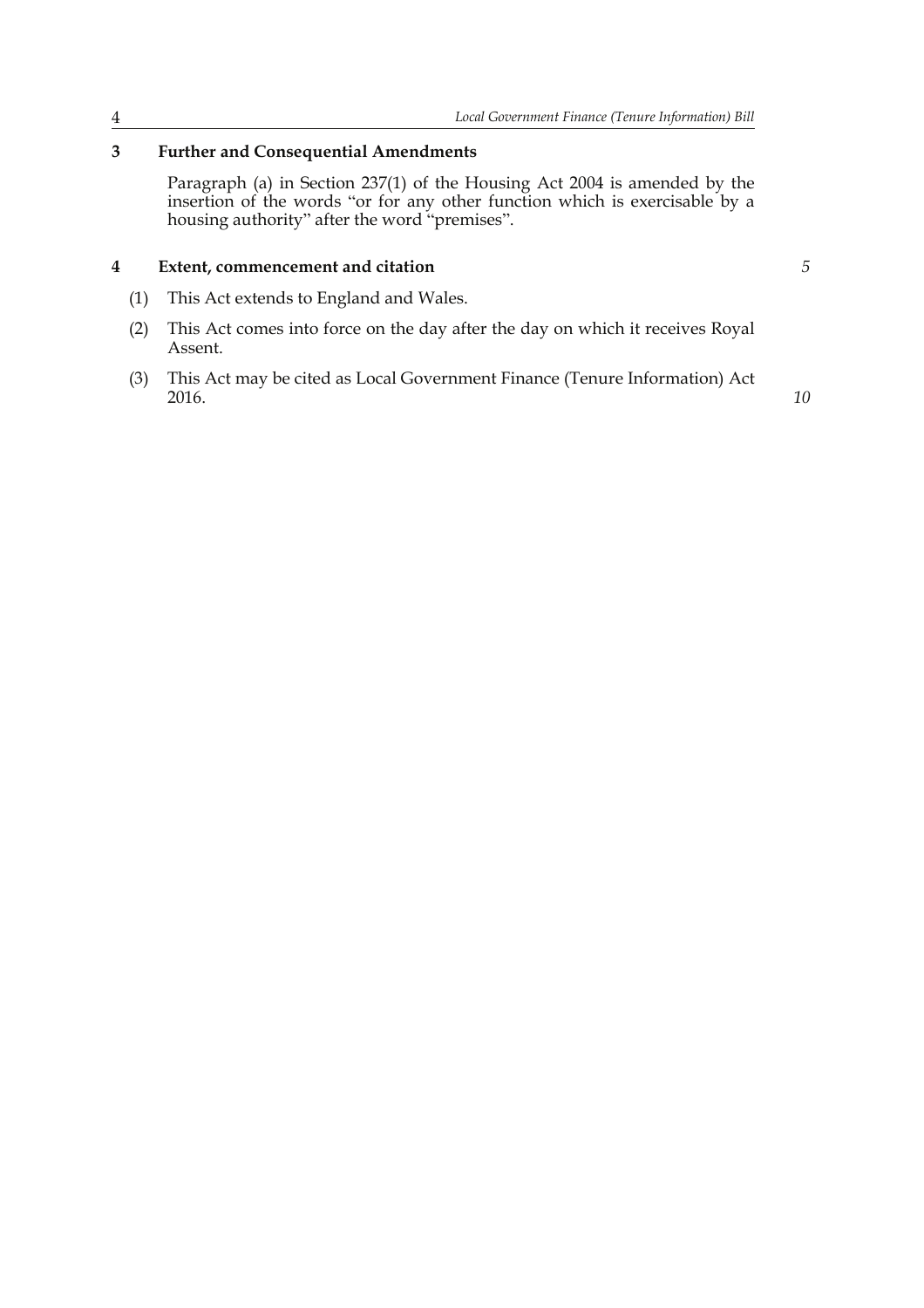**3 Further and Consequential Amendments**

Paragraph (a) in Section 237(1) of the Housing Act 2004 is amended by the insertion of the words "or for any other function which is exercisable by a housing authority" after the word "premises".

**4 Extent, commencement and citation**

(1) This Act extends to England and Wales.

(2) This Act comes into force on the day after the day on which it receives Royal Assent.

(3) This Act may be cited as Local Government Finance (Tenure Information) Act 2016.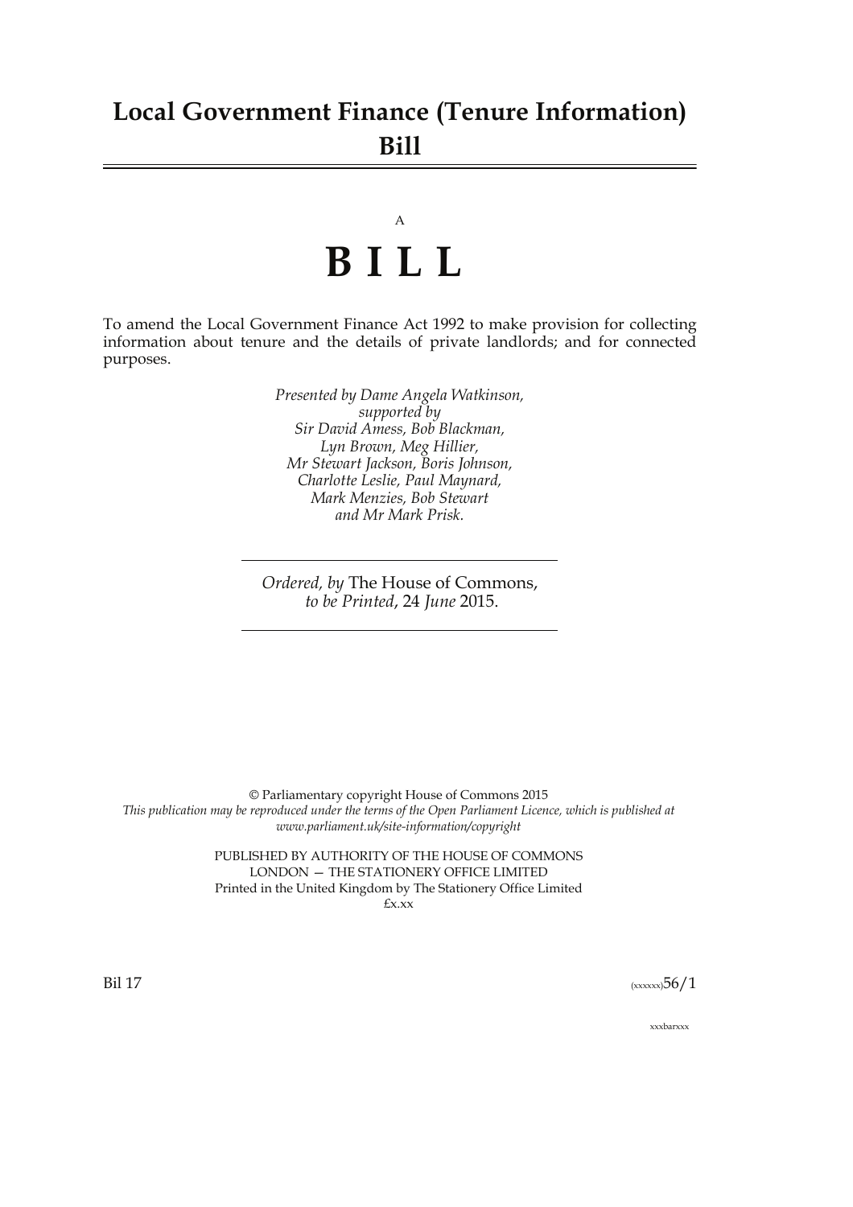# Local Government Finance (Tenure Information) Bill

A

# B I L L

To amend the Local Government Finance Act 1992 to make provision for collecting information about tenure and the details of private landlords; and for connected purposes.

*Presented by Dame Angela Watkinson, supported by Sir David Amess, Bob Blackman, Lyn Brown, Meg Hillier, Mr Stewart Jackson, Boris Johnson, Charlotte Leslie, Paul Maynard, Mark Menzies, Bob Stewart and Mr Mark Prisk.*

*Ordered, by* The House of Commons, *to be Printed*, 24 *June* 2015.

© Parliamentary copyright House of Commons 2015
*This publication may be reproduced under the terms of the Open Parliament Licence, which is published at www.parliament.uk/site-information/copyright*

PUBLISHED BY AUTHORITY OF THE HOUSE OF COMMONS
LONDON — THE STATIONERY OFFICE LIMITED
Printed in the United Kingdom by The Stationery Office Limited
£x.xx

Bil 17 (xxxxxx)56/1

xxxbarxxx